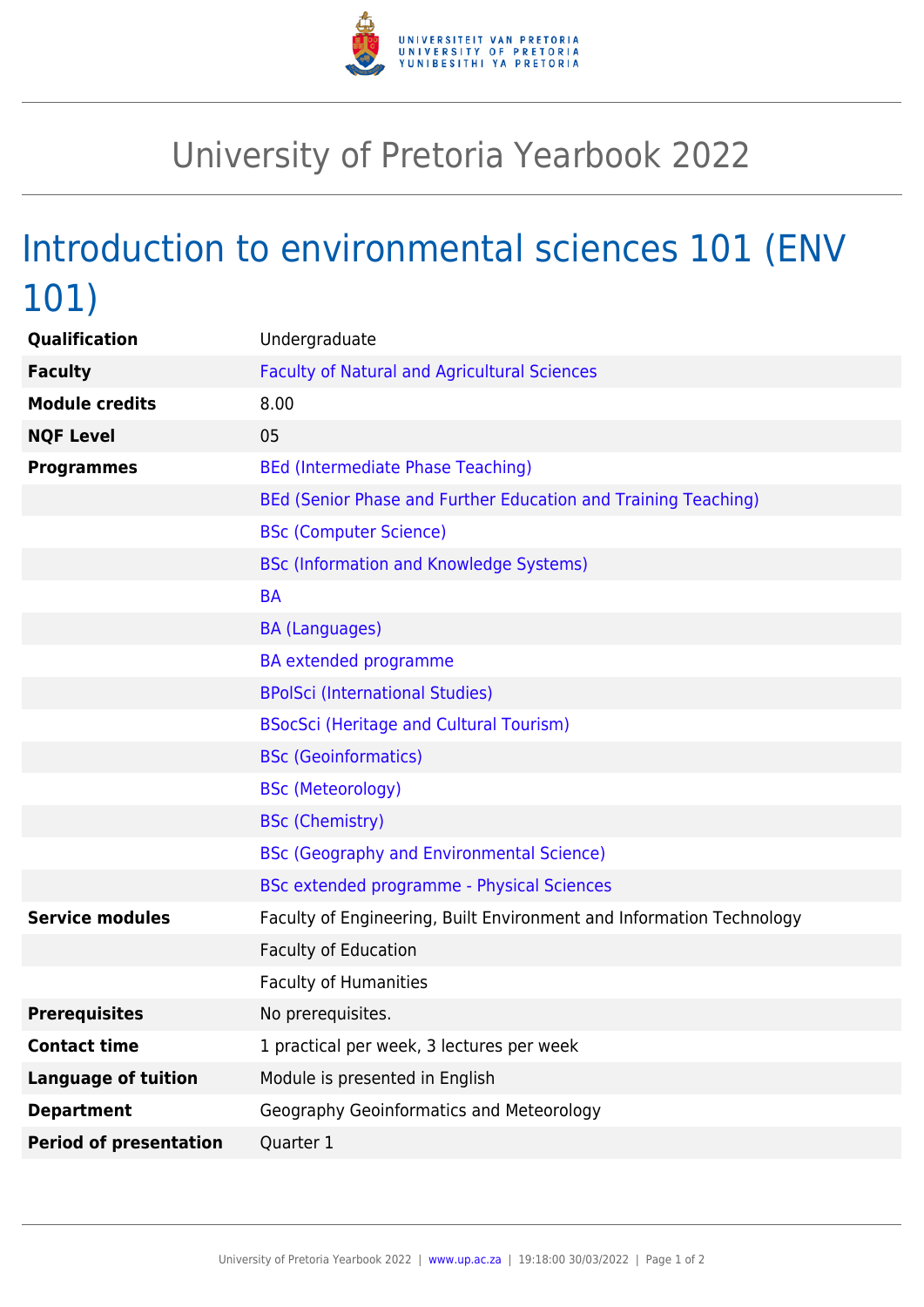# University of Pretoria Yearbook 2022

## Introduction to environmental sciences 101 (ENV 101)

| | |
|---|---|
| **Qualification** | Undergraduate |
| **Faculty** | Faculty of Natural and Agricultural Sciences |
| **Module credits** | 8.00 |
| **NQF Level** | 05 |
| **Programmes** | BEd (Intermediate Phase Teaching) |
| | BEd (Senior Phase and Further Education and Training Teaching) |
| | BSc (Computer Science) |
| | BSc (Information and Knowledge Systems) |
| | BA |
| | BA (Languages) |
| | BA extended programme |
| | BPolSci (International Studies) |
| | BSocSci (Heritage and Cultural Tourism) |
| | BSc (Geoinformatics) |
| | BSc (Meteorology) |
| | BSc (Chemistry) |
| | BSc (Geography and Environmental Science) |
| | BSc extended programme - Physical Sciences |
| **Service modules** | Faculty of Engineering, Built Environment and Information Technology |
| | Faculty of Education |
| | Faculty of Humanities |
| **Prerequisites** | No prerequisites. |
| **Contact time** | 1 practical per week, 3 lectures per week |
| **Language of tuition** | Module is presented in English |
| **Department** | Geography Geoinformatics and Meteorology |
| **Period of presentation** | Quarter 1 |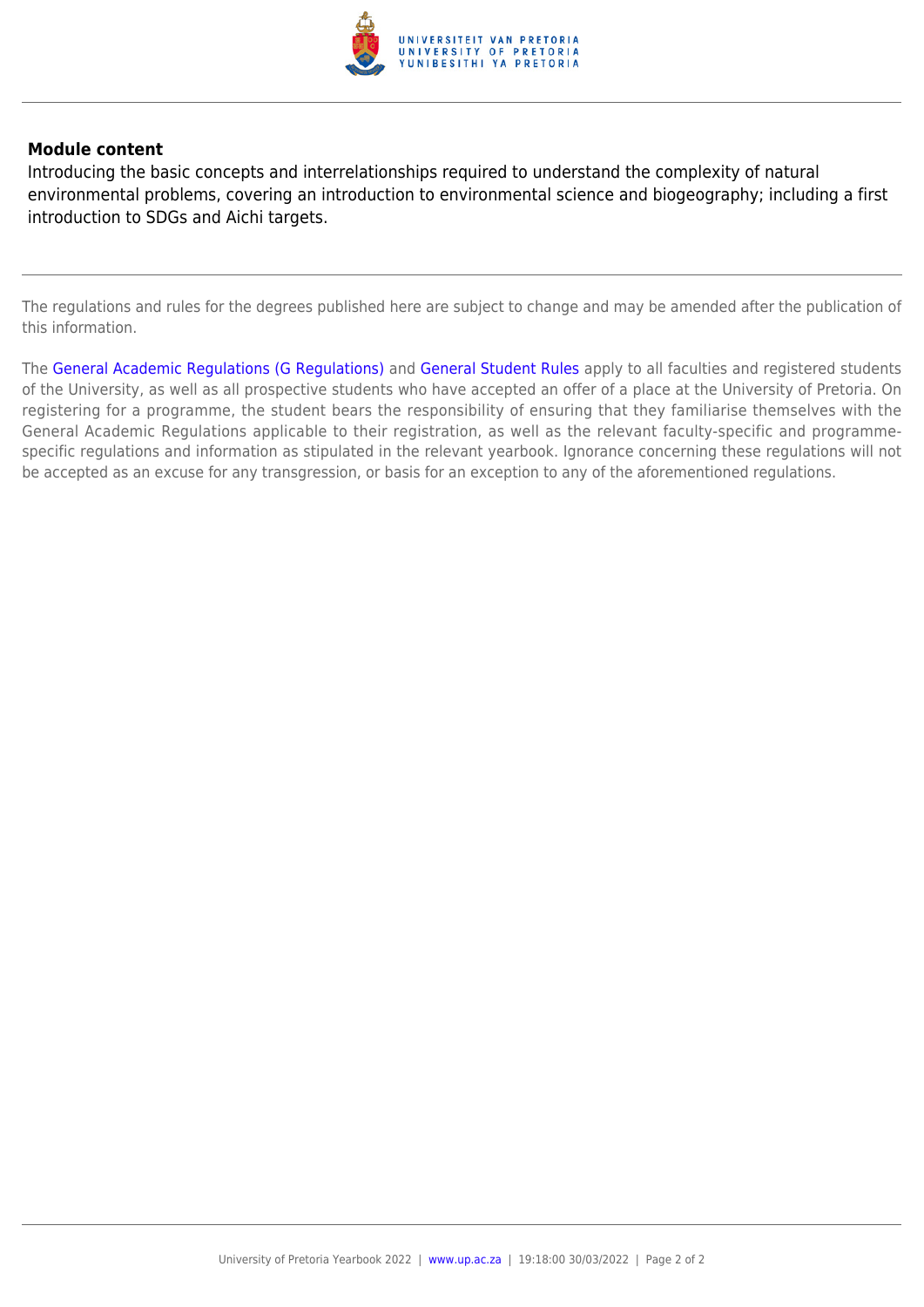**Module content**

Introducing the basic concepts and interrelationships required to understand the complexity of natural environmental problems, covering an introduction to environmental science and biogeography; including a first introduction to SDGs and Aichi targets.

---

The regulations and rules for the degrees published here are subject to change and may be amended after the publication of this information.

The General Academic Regulations (G Regulations) and General Student Rules apply to all faculties and registered students of the University, as well as all prospective students who have accepted an offer of a place at the University of Pretoria. On registering for a programme, the student bears the responsibility of ensuring that they familiarise themselves with the General Academic Regulations applicable to their registration, as well as the relevant faculty-specific and programme-specific regulations and information as stipulated in the relevant yearbook. Ignorance concerning these regulations will not be accepted as an excuse for any transgression, or basis for an exception to any of the aforementioned regulations.